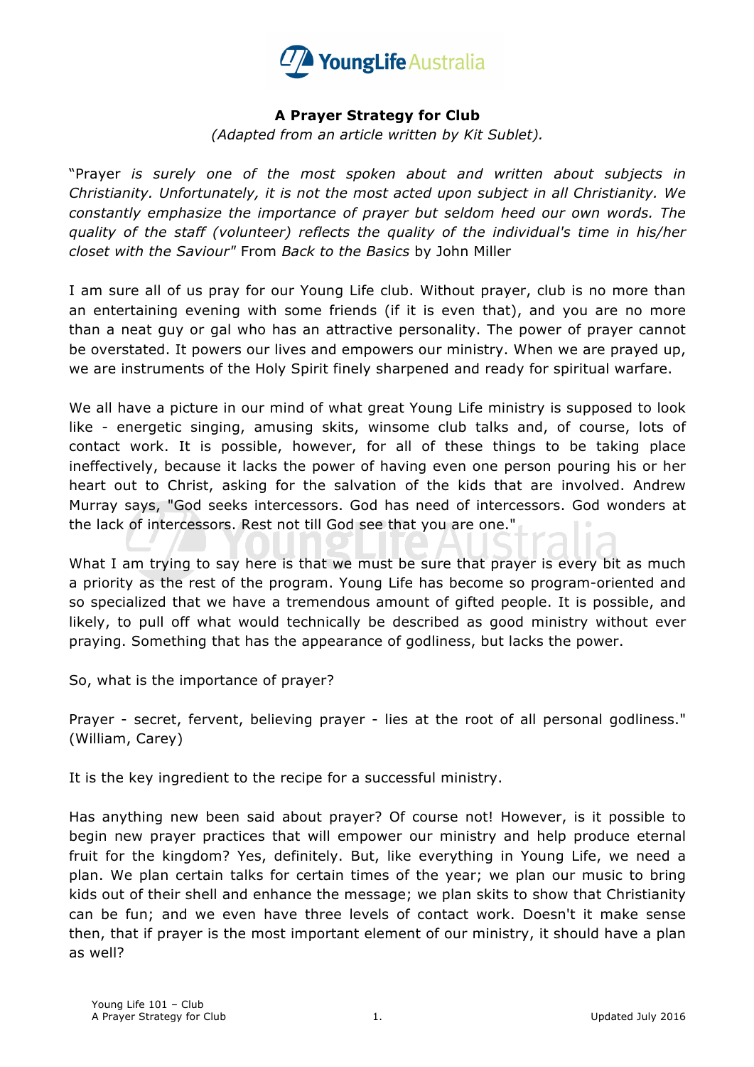## A Prayer Strategy for Club

*(Adapted from an article written by Kit Sublet).*

"Prayer *is surely one of the most spoken about and written about subjects in Christianity. Unfortunately, it is not the most acted upon subject in all Christianity. We constantly emphasize the importance of prayer but seldom heed our own words. The quality of the staff (volunteer) reflects the quality of the individual's time in his/her closet with the Saviour"* From *Back to the Basics* by John Miller

I am sure all of us pray for our Young Life club. Without prayer, club is no more than an entertaining evening with some friends (if it is even that), and you are no more than a neat guy or gal who has an attractive personality. The power of prayer cannot be overstated. It powers our lives and empowers our ministry. When we are prayed up, we are instruments of the Holy Spirit finely sharpened and ready for spiritual warfare.

We all have a picture in our mind of what great Young Life ministry is supposed to look like - energetic singing, amusing skits, winsome club talks and, of course, lots of contact work. It is possible, however, for all of these things to be taking place ineffectively, because it lacks the power of having even one person pouring his or her heart out to Christ, asking for the salvation of the kids that are involved. Andrew Murray says, "God seeks intercessors. God has need of intercessors. God wonders at the lack of intercessors. Rest not till God see that you are one."

What I am trying to say here is that we must be sure that prayer is every bit as much a priority as the rest of the program. Young Life has become so program-oriented and so specialized that we have a tremendous amount of gifted people. It is possible, and likely, to pull off what would technically be described as good ministry without ever praying. Something that has the appearance of godliness, but lacks the power.

So, what is the importance of prayer?

Prayer - secret, fervent, believing prayer - lies at the root of all personal godliness." (William, Carey)

It is the key ingredient to the recipe for a successful ministry.

Has anything new been said about prayer? Of course not! However, is it possible to begin new prayer practices that will empower our ministry and help produce eternal fruit for the kingdom? Yes, definitely. But, like everything in Young Life, we need a plan. We plan certain talks for certain times of the year; we plan our music to bring kids out of their shell and enhance the message; we plan skits to show that Christianity can be fun; and we even have three levels of contact work. Doesn't it make sense then, that if prayer is the most important element of our ministry, it should have a plan as well?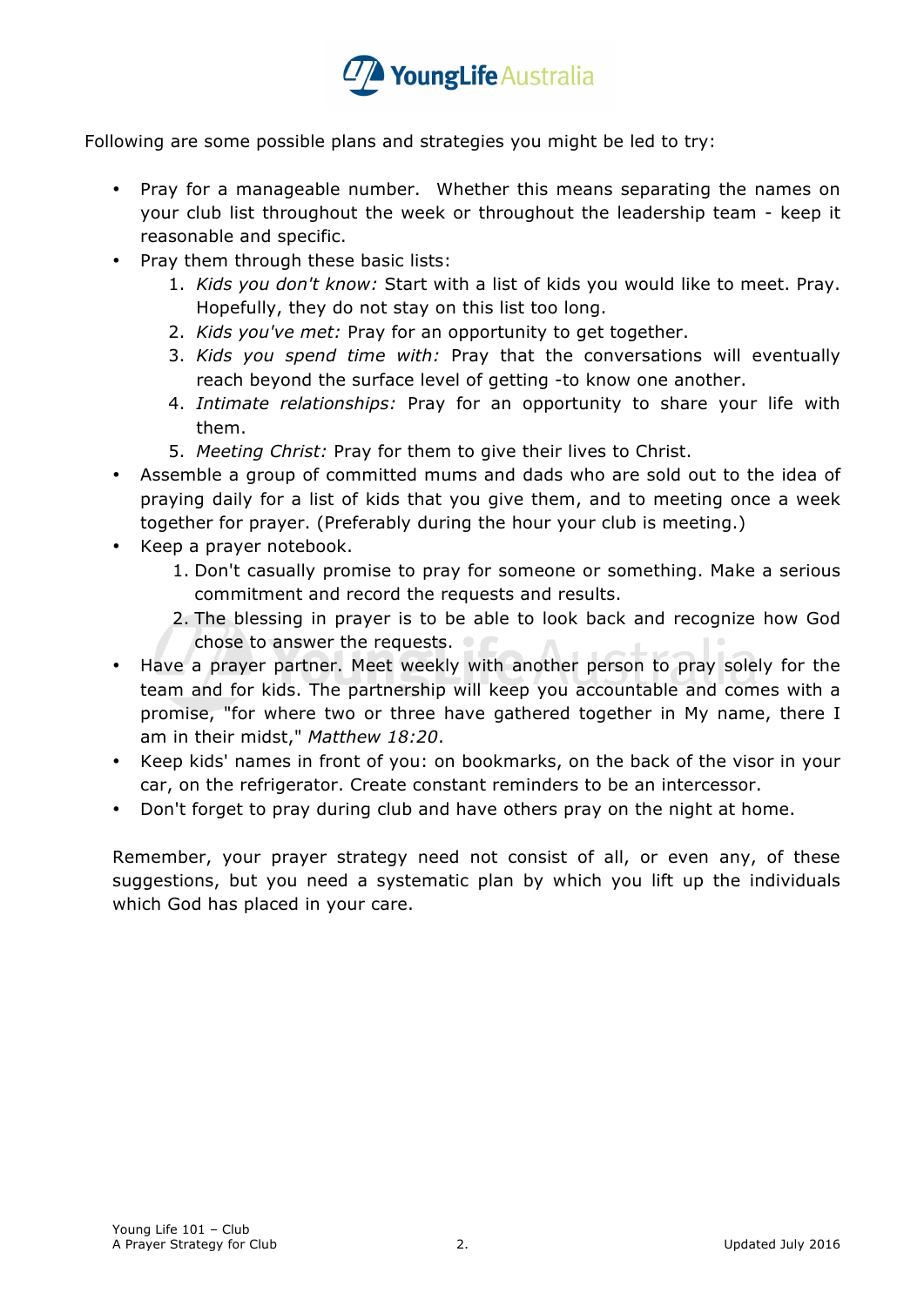Following are some possible plans and strategies you might be led to try:

- Pray for a manageable number. Whether this means separating the names on your club list throughout the week or throughout the leadership team - keep it reasonable and specific.
- Pray them through these basic lists:
  1. *Kids you don't know:* Start with a list of kids you would like to meet. Pray. Hopefully, they do not stay on this list too long.
  2. *Kids you've met:* Pray for an opportunity to get together.
  3. *Kids you spend time with:* Pray that the conversations will eventually reach beyond the surface level of getting -to know one another.
  4. *Intimate relationships:* Pray for an opportunity to share your life with them.
  5. *Meeting Christ:* Pray for them to give their lives to Christ.
- Assemble a group of committed mums and dads who are sold out to the idea of praying daily for a list of kids that you give them, and to meeting once a week together for prayer. (Preferably during the hour your club is meeting.)
- Keep a prayer notebook.
  1. Don't casually promise to pray for someone or something. Make a serious commitment and record the requests and results.
  2. The blessing in prayer is to be able to look back and recognize how God chose to answer the requests.
- Have a prayer partner. Meet weekly with another person to pray solely for the team and for kids. The partnership will keep you accountable and comes with a promise, "for where two or three have gathered together in My name, there I am in their midst," *Matthew 18:20*.
- Keep kids' names in front of you: on bookmarks, on the back of the visor in your car, on the refrigerator. Create constant reminders to be an intercessor.
- Don't forget to pray during club and have others pray on the night at home.

Remember, your prayer strategy need not consist of all, or even any, of these suggestions, but you need a systematic plan by which you lift up the individuals which God has placed in your care.